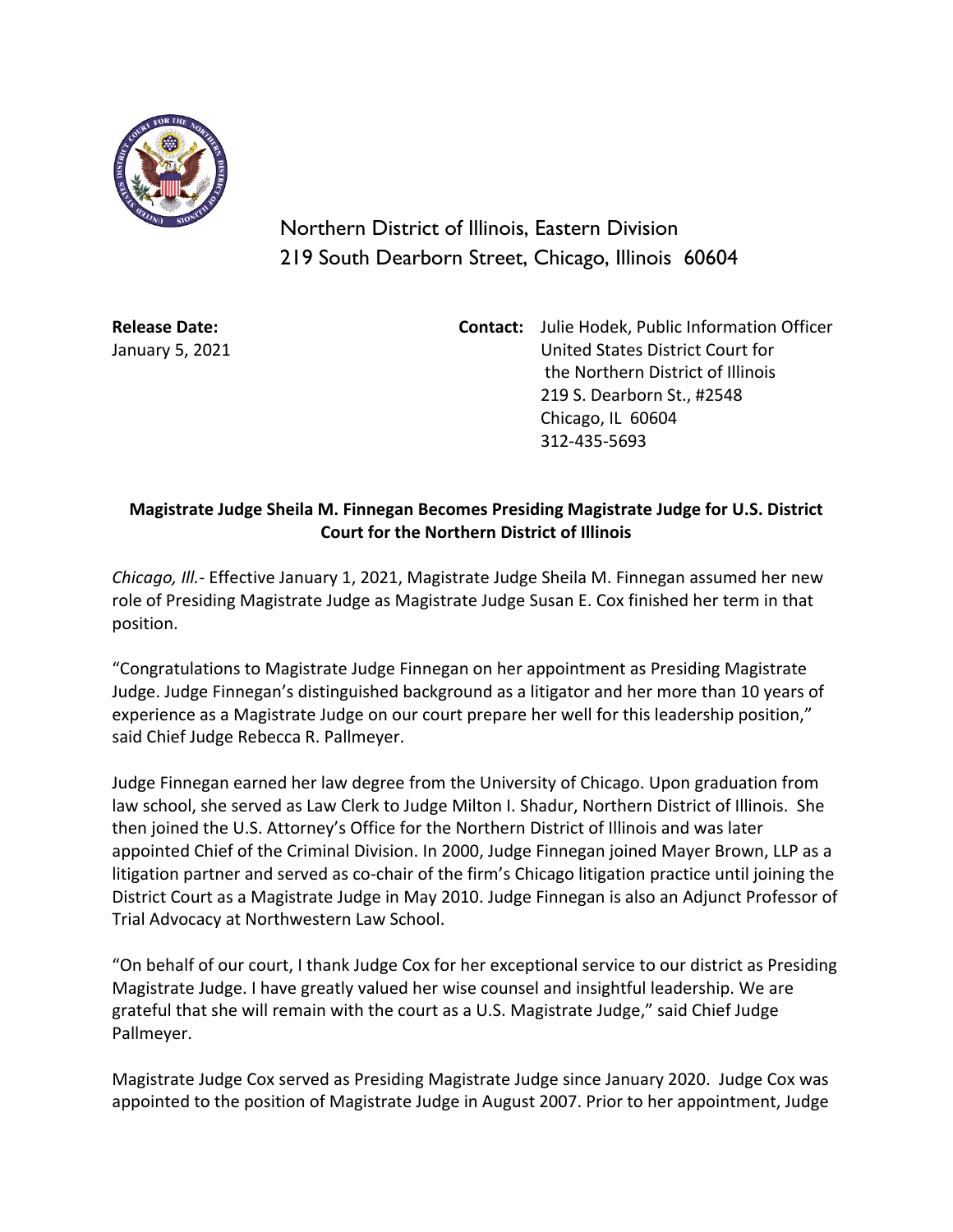Northern District of Illinois, Eastern Division
219 South Dearborn Street, Chicago, Illinois 60604

**Release Date:**
January 5, 2021

**Contact:** Julie Hodek, Public Information Officer
United States District Court for
the Northern District of Illinois
219 S. Dearborn St., #2548
Chicago, IL 60604
312-435-5693

**Magistrate Judge Sheila M. Finnegan Becomes Presiding Magistrate Judge for U.S. District Court for the Northern District of Illinois**

*Chicago, Ill.*- Effective January 1, 2021, Magistrate Judge Sheila M. Finnegan assumed her new role of Presiding Magistrate Judge as Magistrate Judge Susan E. Cox finished her term in that position.

"Congratulations to Magistrate Judge Finnegan on her appointment as Presiding Magistrate Judge. Judge Finnegan's distinguished background as a litigator and her more than 10 years of experience as a Magistrate Judge on our court prepare her well for this leadership position," said Chief Judge Rebecca R. Pallmeyer.

Judge Finnegan earned her law degree from the University of Chicago. Upon graduation from law school, she served as Law Clerk to Judge Milton I. Shadur, Northern District of Illinois. She then joined the U.S. Attorney's Office for the Northern District of Illinois and was later appointed Chief of the Criminal Division. In 2000, Judge Finnegan joined Mayer Brown, LLP as a litigation partner and served as co-chair of the firm's Chicago litigation practice until joining the District Court as a Magistrate Judge in May 2010. Judge Finnegan is also an Adjunct Professor of Trial Advocacy at Northwestern Law School.

"On behalf of our court, I thank Judge Cox for her exceptional service to our district as Presiding Magistrate Judge. I have greatly valued her wise counsel and insightful leadership. We are grateful that she will remain with the court as a U.S. Magistrate Judge," said Chief Judge Pallmeyer.

Magistrate Judge Cox served as Presiding Magistrate Judge since January 2020. Judge Cox was appointed to the position of Magistrate Judge in August 2007. Prior to her appointment, Judge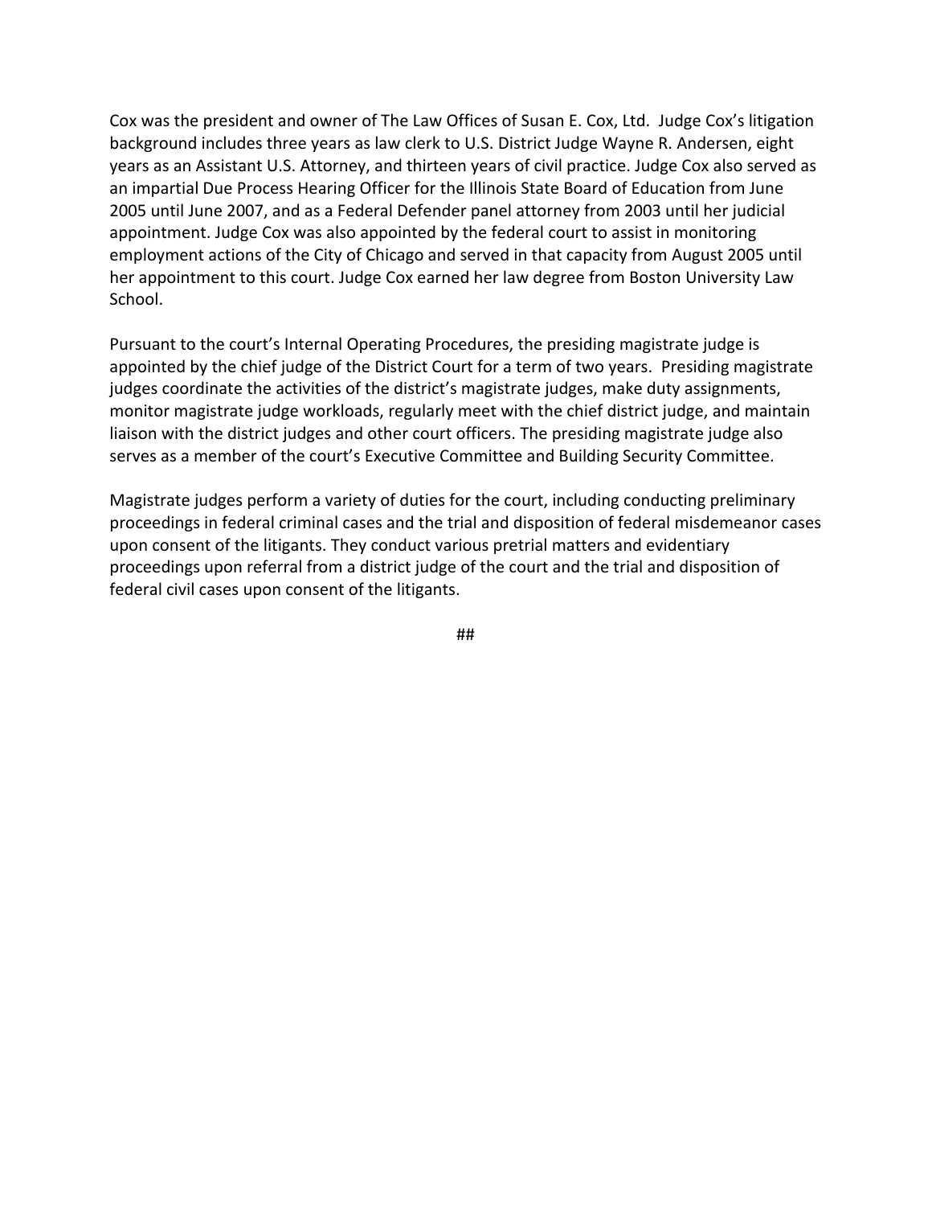Cox was the president and owner of The Law Offices of Susan E. Cox, Ltd. Judge Cox's litigation background includes three years as law clerk to U.S. District Judge Wayne R. Andersen, eight years as an Assistant U.S. Attorney, and thirteen years of civil practice. Judge Cox also served as an impartial Due Process Hearing Officer for the Illinois State Board of Education from June 2005 until June 2007, and as a Federal Defender panel attorney from 2003 until her judicial appointment. Judge Cox was also appointed by the federal court to assist in monitoring employment actions of the City of Chicago and served in that capacity from August 2005 until her appointment to this court. Judge Cox earned her law degree from Boston University Law School.

Pursuant to the court's Internal Operating Procedures, the presiding magistrate judge is appointed by the chief judge of the District Court for a term of two years. Presiding magistrate judges coordinate the activities of the district's magistrate judges, make duty assignments, monitor magistrate judge workloads, regularly meet with the chief district judge, and maintain liaison with the district judges and other court officers. The presiding magistrate judge also serves as a member of the court's Executive Committee and Building Security Committee.

Magistrate judges perform a variety of duties for the court, including conducting preliminary proceedings in federal criminal cases and the trial and disposition of federal misdemeanor cases upon consent of the litigants. They conduct various pretrial matters and evidentiary proceedings upon referral from a district judge of the court and the trial and disposition of federal civil cases upon consent of the litigants.

##